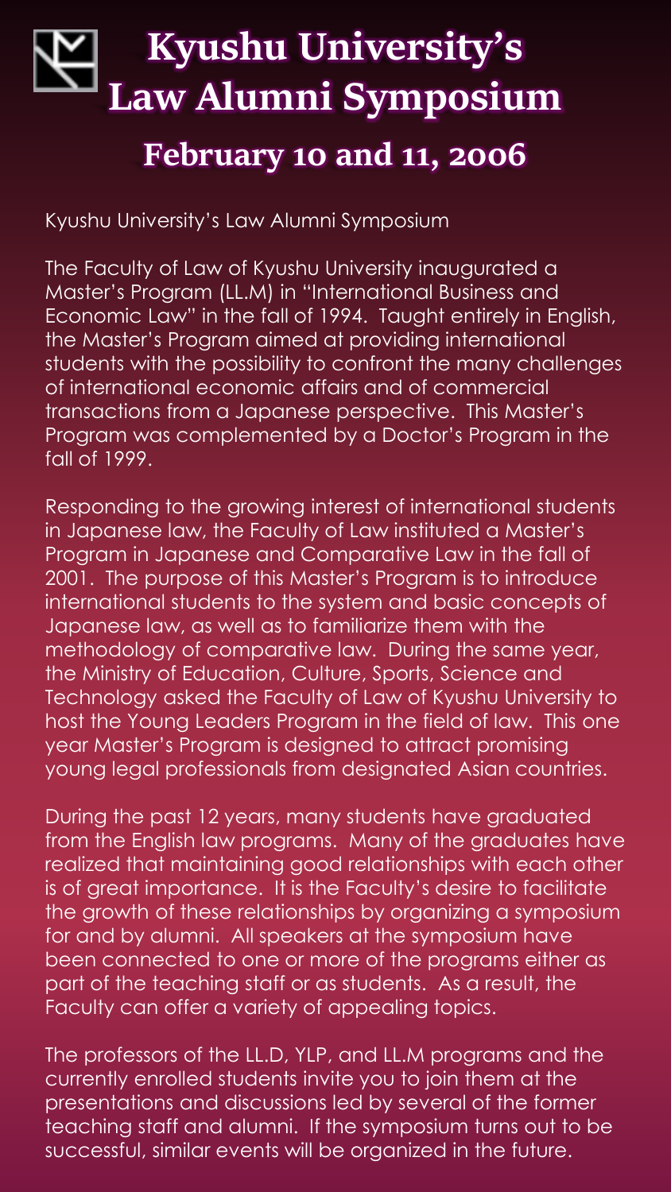# Kyushu University's Law Alumni Symposium

## February 10 and 11, 2006

Kyushu University's Law Alumni Symposium

The Faculty of Law of Kyushu University inaugurated a Master's Program (LL.M) in "International Business and Economic Law" in the fall of 1994. Taught entirely in English, the Master's Program aimed at providing international students with the possibility to confront the many challenges of international economic affairs and of commercial transactions from a Japanese perspective. This Master's Program was complemented by a Doctor's Program in the fall of 1999.

Responding to the growing interest of international students in Japanese law, the Faculty of Law instituted a Master's Program in Japanese and Comparative Law in the fall of 2001. The purpose of this Master's Program is to introduce international students to the system and basic concepts of Japanese law, as well as to familiarize them with the methodology of comparative law. During the same year, the Ministry of Education, Culture, Sports, Science and Technology asked the Faculty of Law of Kyushu University to host the Young Leaders Program in the field of law. This one year Master's Program is designed to attract promising young legal professionals from designated Asian countries.

During the past 12 years, many students have graduated from the English law programs. Many of the graduates have realized that maintaining good relationships with each other is of great importance. It is the Faculty's desire to facilitate the growth of these relationships by organizing a symposium for and by alumni. All speakers at the symposium have been connected to one or more of the programs either as part of the teaching staff or as students. As a result, the Faculty can offer a variety of appealing topics.

The professors of the LL.D, YLP, and LL.M programs and the currently enrolled students invite you to join them at the presentations and discussions led by several of the former teaching staff and alumni. If the symposium turns out to be successful, similar events will be organized in the future.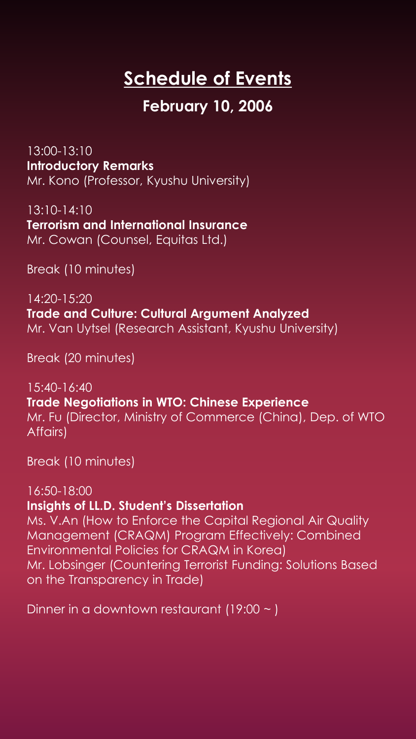# Schedule of Events

## February 10, 2006

13:00-13:10
**Introductory Remarks**
Mr. Kono (Professor, Kyushu University)

13:10-14:10
**Terrorism and International Insurance**
Mr. Cowan (Counsel, Equitas Ltd.)

Break (10 minutes)

14:20-15:20
**Trade and Culture: Cultural Argument Analyzed**
Mr. Van Uytsel (Research Assistant, Kyushu University)

Break (20 minutes)

15:40-16:40
**Trade Negotiations in WTO: Chinese Experience**
Mr. Fu (Director, Ministry of Commerce (China), Dep. of WTO Affairs)

Break (10 minutes)

16:50-18:00
**Insights of LL.D. Student's Dissertation**
Ms. V.An (How to Enforce the Capital Regional Air Quality Management (CRAQM) Program Effectively: Combined Environmental Policies for CRAQM in Korea)
Mr. Lobsinger (Countering Terrorist Funding: Solutions Based on the Transparency in Trade)

Dinner in a downtown restaurant (19:00 ~ )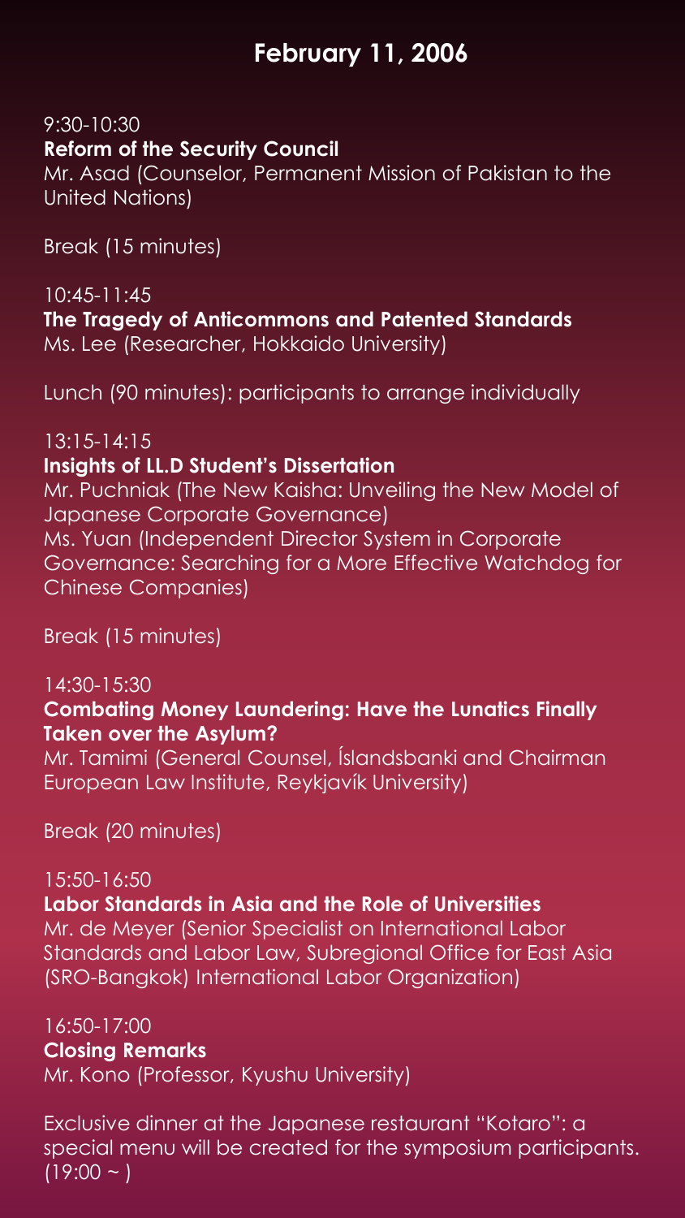## February 11, 2006

9:30-10:30
**Reform of the Security Council**
Mr. Asad (Counselor, Permanent Mission of Pakistan to the United Nations)

Break (15 minutes)

10:45-11:45
**The Tragedy of Anticommons and Patented Standards**
Ms. Lee (Researcher, Hokkaido University)

Lunch (90 minutes): participants to arrange individually

13:15-14:15
**Insights of LL.D Student's Dissertation**
Mr. Puchniak (The New Kaisha: Unveiling the New Model of Japanese Corporate Governance)
Ms. Yuan (Independent Director System in Corporate Governance: Searching for a More Effective Watchdog for Chinese Companies)

Break (15 minutes)

14:30-15:30
**Combating Money Laundering: Have the Lunatics Finally Taken over the Asylum?**
Mr. Tamimi (General Counsel, Íslandsbanki and Chairman European Law Institute, Reykjavík University)

Break (20 minutes)

15:50-16:50
**Labor Standards in Asia and the Role of Universities**
Mr. de Meyer (Senior Specialist on International Labor Standards and Labor Law, Subregional Office for East Asia (SRO-Bangkok) International Labor Organization)

16:50-17:00
**Closing Remarks**
Mr. Kono (Professor, Kyushu University)

Exclusive dinner at the Japanese restaurant "Kotaro": a special menu will be created for the symposium participants. (19:00 ~ )